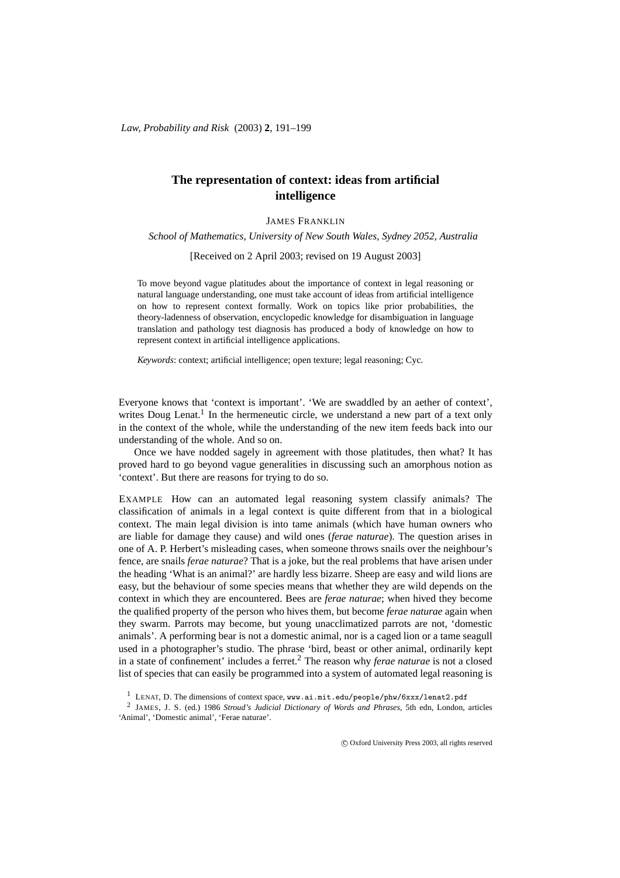# The representation of context: ideas from artificial intelligence

JAMES FRANKLIN

*School of Mathematics, University of New South Wales, Sydney 2052, Australia*

[Received on 2 April 2003; revised on 19 August 2003]

To move beyond vague platitudes about the importance of context in legal reasoning or natural language understanding, one must take account of ideas from artificial intelligence on how to represent context formally. Work on topics like prior probabilities, the theory-ladenness of observation, encyclopedic knowledge for disambiguation in language translation and pathology test diagnosis has produced a body of knowledge on how to represent context in artificial intelligence applications.

*Keywords*: context; artificial intelligence; open texture; legal reasoning; Cyc.

Everyone knows that 'context is important'. 'We are swaddled by an aether of context', writes Doug Lenat.[1] In the hermeneutic circle, we understand a new part of a text only in the context of the whole, while the understanding of the new item feeds back into our understanding of the whole. And so on.

Once we have nodded sagely in agreement with those platitudes, then what? It has proved hard to go beyond vague generalities in discussing such an amorphous notion as 'context'. But there are reasons for trying to do so.

EXAMPLE How can an automated legal reasoning system classify animals? The classification of animals in a legal context is quite different from that in a biological context. The main legal division is into tame animals (which have human owners who are liable for damage they cause) and wild ones (*ferae naturae*). The question arises in one of A. P. Herbert's misleading cases, when someone throws snails over the neighbour's fence, are snails *ferae naturae*? That is a joke, but the real problems that have arisen under the heading 'What is an animal?' are hardly less bizarre. Sheep are easy and wild lions are easy, but the behaviour of some species means that whether they are wild depends on the context in which they are encountered. Bees are *ferae naturae*; when hived they become the qualified property of the person who hives them, but become *ferae naturae* again when they swarm. Parrots may become, but young unacclimatized parrots are not, 'domestic animals'. A performing bear is not a domestic animal, nor is a caged lion or a tame seagull used in a photographer's studio. The phrase 'bird, beast or other animal, ordinarily kept in a state of confinement' includes a ferret.[2] The reason why *ferae naturae* is not a closed list of species that can easily be programmed into a system of automated legal reasoning is

[1] LENAT, D. The dimensions of context space, www.ai.mit.edu/people/phw/6xxx/lenat2.pdf

[2] JAMES, J. S. (ed.) 1986 *Stroud's Judicial Dictionary of Words and Phrases*, 5th edn, London, articles 'Animal', 'Domestic animal', 'Ferae naturae'.

© Oxford University Press 2003, all rights reserved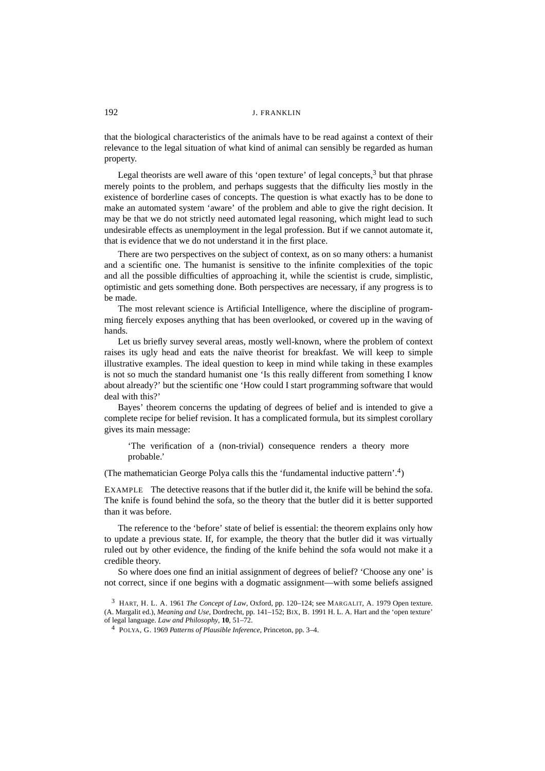that the biological characteristics of the animals have to be read against a context of their relevance to the legal situation of what kind of animal can sensibly be regarded as human property.

Legal theorists are well aware of this 'open texture' of legal concepts,[3] but that phrase merely points to the problem, and perhaps suggests that the difficulty lies mostly in the existence of borderline cases of concepts. The question is what exactly has to be done to make an automated system 'aware' of the problem and able to give the right decision. It may be that we do not strictly need automated legal reasoning, which might lead to such undesirable effects as unemployment in the legal profession. But if we cannot automate it, that is evidence that we do not understand it in the first place.

There are two perspectives on the subject of context, as on so many others: a humanist and a scientific one. The humanist is sensitive to the infinite complexities of the topic and all the possible difficulties of approaching it, while the scientist is crude, simplistic, optimistic and gets something done. Both perspectives are necessary, if any progress is to be made.

The most relevant science is Artificial Intelligence, where the discipline of programming fiercely exposes anything that has been overlooked, or covered up in the waving of hands.

Let us briefly survey several areas, mostly well-known, where the problem of context raises its ugly head and eats the naïve theorist for breakfast. We will keep to simple illustrative examples. The ideal question to keep in mind while taking in these examples is not so much the standard humanist one 'Is this really different from something I know about already?' but the scientific one 'How could I start programming software that would deal with this?'

Bayes' theorem concerns the updating of degrees of belief and is intended to give a complete recipe for belief revision. It has a complicated formula, but its simplest corollary gives its main message:

> 'The verification of a (non-trivial) consequence renders a theory more probable.'

(The mathematician George Polya calls this the 'fundamental inductive pattern'.[4])

EXAMPLE The detective reasons that if the butler did it, the knife will be behind the sofa. The knife is found behind the sofa, so the theory that the butler did it is better supported than it was before.

The reference to the 'before' state of belief is essential: the theorem explains only how to update a previous state. If, for example, the theory that the butler did it was virtually ruled out by other evidence, the finding of the knife behind the sofa would not make it a credible theory.

So where does one find an initial assignment of degrees of belief? 'Choose any one' is not correct, since if one begins with a dogmatic assignment—with some beliefs assigned

---

[3] HART, H. L. A. 1961 *The Concept of Law*, Oxford, pp. 120–124; see MARGALIT, A. 1979 Open texture. (A. Margalit ed.), *Meaning and Use*, Dordrecht, pp. 141–152; BIX, B. 1991 H. L. A. Hart and the 'open texture' of legal language. *Law and Philosophy*, **10**, 51–72.

[4] POLYA, G. 1969 *Patterns of Plausible Inference*, Princeton, pp. 3–4.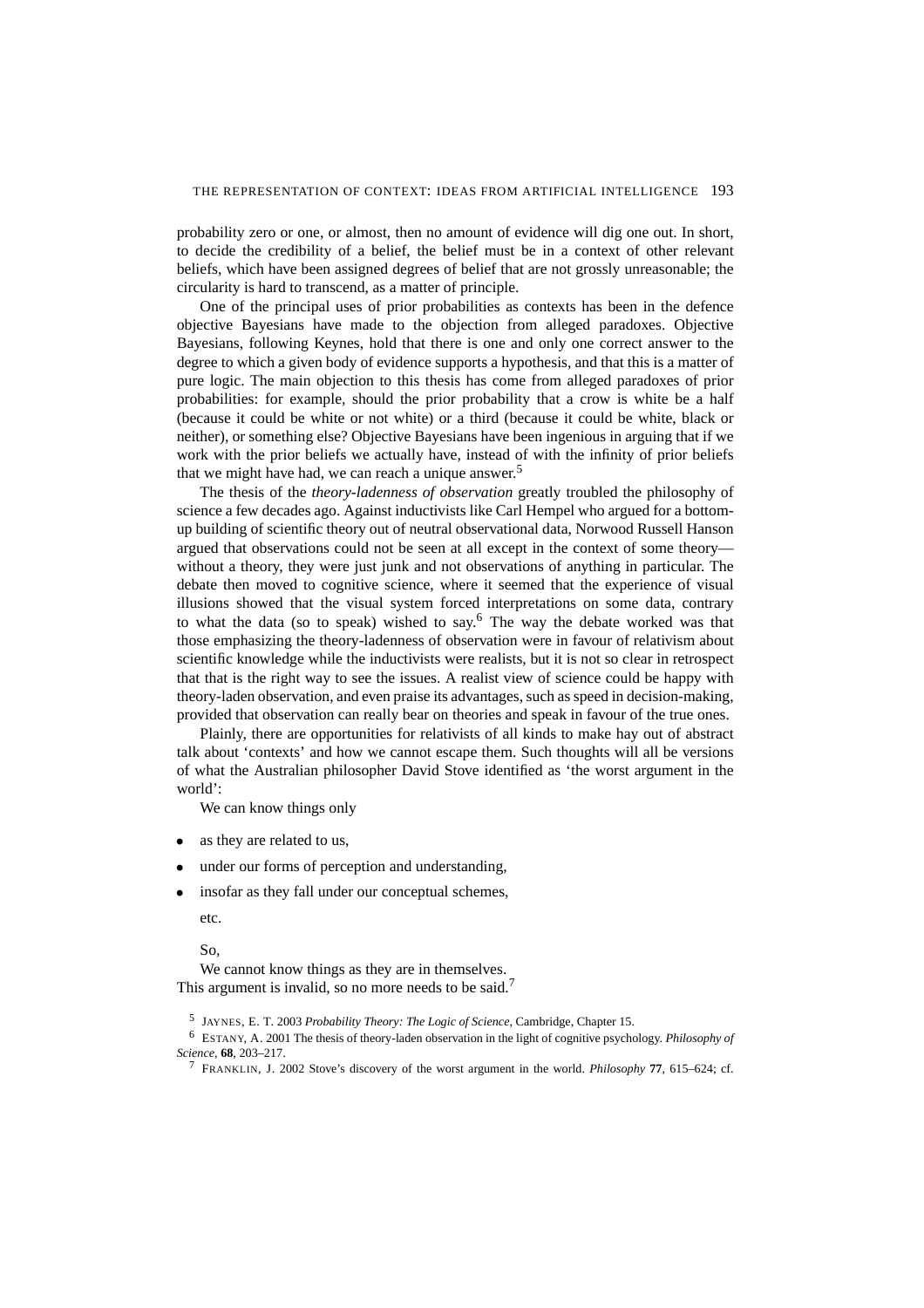probability zero or one, or almost, then no amount of evidence will dig one out. In short, to decide the credibility of a belief, the belief must be in a context of other relevant beliefs, which have been assigned degrees of belief that are not grossly unreasonable; the circularity is hard to transcend, as a matter of principle.

One of the principal uses of prior probabilities as contexts has been in the defence objective Bayesians have made to the objection from alleged paradoxes. Objective Bayesians, following Keynes, hold that there is one and only one correct answer to the degree to which a given body of evidence supports a hypothesis, and that this is a matter of pure logic. The main objection to this thesis has come from alleged paradoxes of prior probabilities: for example, should the prior probability that a crow is white be a half (because it could be white or not white) or a third (because it could be white, black or neither), or something else? Objective Bayesians have been ingenious in arguing that if we work with the prior beliefs we actually have, instead of with the infinity of prior beliefs that we might have had, we can reach a unique answer.[5]

The thesis of the *theory-ladenness of observation* greatly troubled the philosophy of science a few decades ago. Against inductivists like Carl Hempel who argued for a bottom-up building of scientific theory out of neutral observational data, Norwood Russell Hanson argued that observations could not be seen at all except in the context of some theory—without a theory, they were just junk and not observations of anything in particular. The debate then moved to cognitive science, where it seemed that the experience of visual illusions showed that the visual system forced interpretations on some data, contrary to what the data (so to speak) wished to say.[6] The way the debate worked was that those emphasizing the theory-ladenness of observation were in favour of relativism about scientific knowledge while the inductivists were realists, but it is not so clear in retrospect that that is the right way to see the issues. A realist view of science could be happy with theory-laden observation, and even praise its advantages, such as speed in decision-making, provided that observation can really bear on theories and speak in favour of the true ones.

Plainly, there are opportunities for relativists of all kinds to make hay out of abstract talk about 'contexts' and how we cannot escape them. Such thoughts will all be versions of what the Australian philosopher David Stove identified as 'the worst argument in the world':

We can know things only

- as they are related to us,
- under our forms of perception and understanding,
- insofar as they fall under our conceptual schemes,

etc.

So,

We cannot know things as they are in themselves.

This argument is invalid, so no more needs to be said.[7]

[5] JAYNES, E. T. 2003 *Probability Theory: The Logic of Science*, Cambridge, Chapter 15.

[6] ESTANY, A. 2001 The thesis of theory-laden observation in the light of cognitive psychology. *Philosophy of Science*, **68**, 203–217.

[7] FRANKLIN, J. 2002 Stove's discovery of the worst argument in the world. *Philosophy* **77**, 615–624; cf.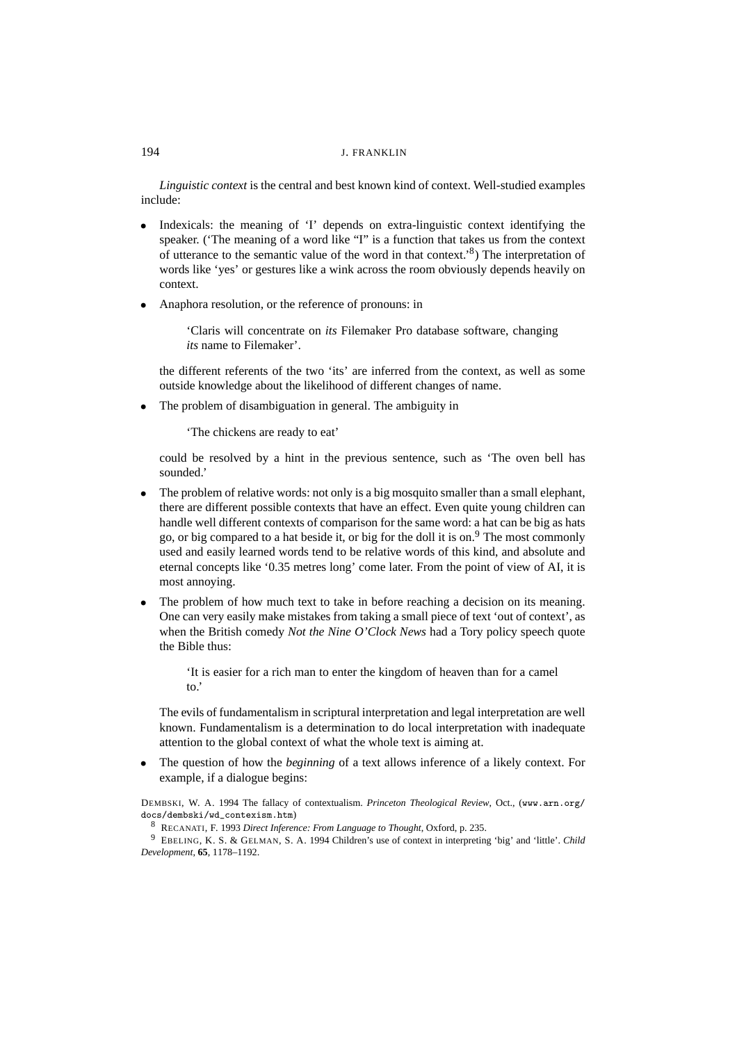*Linguistic context* is the central and best known kind of context. Well-studied examples include:

- Indexicals: the meaning of 'I' depends on extra-linguistic context identifying the speaker. ('The meaning of a word like "I" is a function that takes us from the context of utterance to the semantic value of the word in that context.'[8]) The interpretation of words like 'yes' or gestures like a wink across the room obviously depends heavily on context.

- Anaphora resolution, or the reference of pronouns: in

  > 'Claris will concentrate on *its* Filemaker Pro database software, changing *its* name to Filemaker'.

  the different referents of the two 'its' are inferred from the context, as well as some outside knowledge about the likelihood of different changes of name.

- The problem of disambiguation in general. The ambiguity in

  > 'The chickens are ready to eat'

  could be resolved by a hint in the previous sentence, such as 'The oven bell has sounded.'

- The problem of relative words: not only is a big mosquito smaller than a small elephant, there are different possible contexts that have an effect. Even quite young children can handle well different contexts of comparison for the same word: a hat can be big as hats go, or big compared to a hat beside it, or big for the doll it is on.[9] The most commonly used and easily learned words tend to be relative words of this kind, and absolute and eternal concepts like '0.35 metres long' come later. From the point of view of AI, it is most annoying.

- The problem of how much text to take in before reaching a decision on its meaning. One can very easily make mistakes from taking a small piece of text 'out of context', as when the British comedy *Not the Nine O'Clock News* had a Tory policy speech quote the Bible thus:

  > 'It is easier for a rich man to enter the kingdom of heaven than for a camel to.'

  The evils of fundamentalism in scriptural interpretation and legal interpretation are well known. Fundamentalism is a determination to do local interpretation with inadequate attention to the global context of what the whole text is aiming at.

- The question of how the *beginning* of a text allows inference of a likely context. For example, if a dialogue begins:

DEMBSKI, W. A. 1994 The fallacy of contextualism. *Princeton Theological Review*, Oct., (www.arn.org/docs/dembski/wd_contexism.htm)

[8] RECANATI, F. 1993 *Direct Inference: From Language to Thought*, Oxford, p. 235.

[9] EBELING, K. S. & GELMAN, S. A. 1994 Children's use of context in interpreting 'big' and 'little'. *Child Development*, **65**, 1178–1192.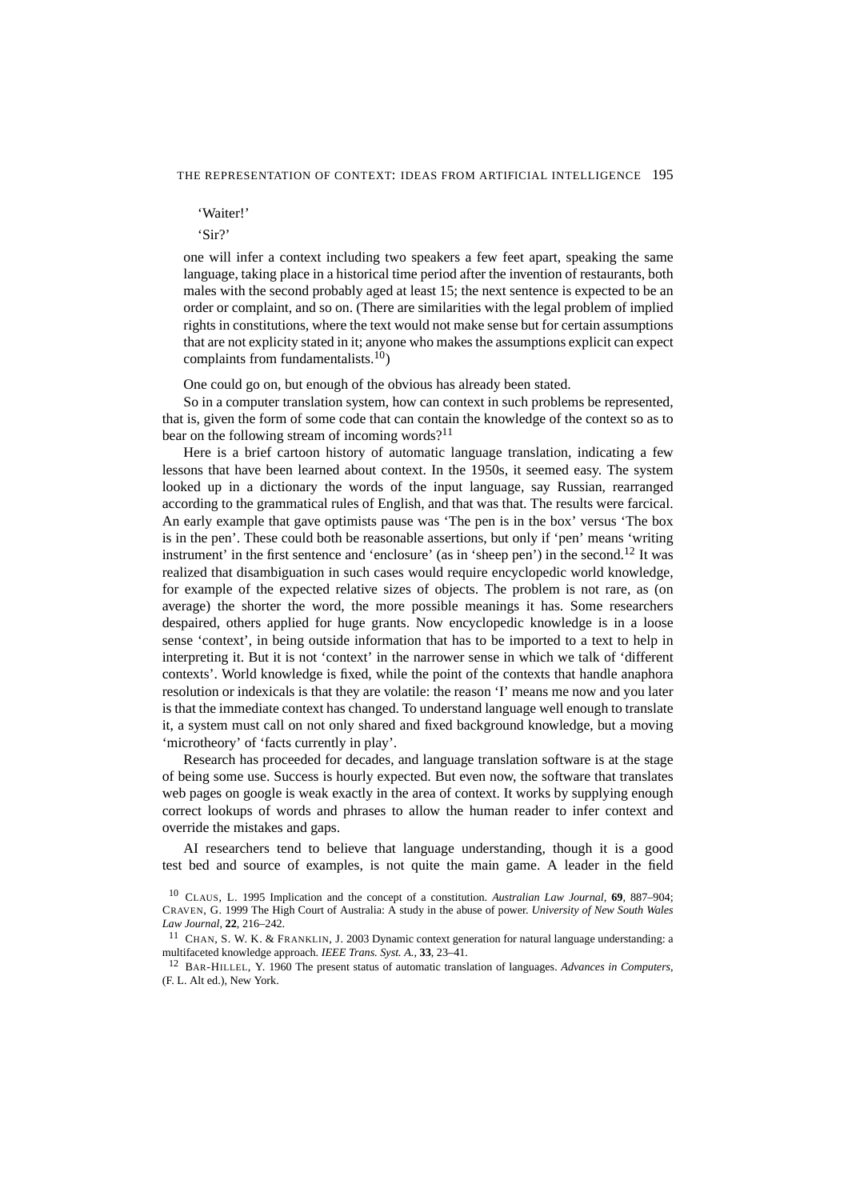'Waiter!'

'Sir?'

one will infer a context including two speakers a few feet apart, speaking the same language, taking place in a historical time period after the invention of restaurants, both males with the second probably aged at least 15; the next sentence is expected to be an order or complaint, and so on. (There are similarities with the legal problem of implied rights in constitutions, where the text would not make sense but for certain assumptions that are not explicity stated in it; anyone who makes the assumptions explicit can expect complaints from fundamentalists.[10])

One could go on, but enough of the obvious has already been stated.

So in a computer translation system, how can context in such problems be represented, that is, given the form of some code that can contain the knowledge of the context so as to bear on the following stream of incoming words?[11]

Here is a brief cartoon history of automatic language translation, indicating a few lessons that have been learned about context. In the 1950s, it seemed easy. The system looked up in a dictionary the words of the input language, say Russian, rearranged according to the grammatical rules of English, and that was that. The results were farcical. An early example that gave optimists pause was 'The pen is in the box' versus 'The box is in the pen'. These could both be reasonable assertions, but only if 'pen' means 'writing instrument' in the first sentence and 'enclosure' (as in 'sheep pen') in the second.[12] It was realized that disambiguation in such cases would require encyclopedic world knowledge, for example of the expected relative sizes of objects. The problem is not rare, as (on average) the shorter the word, the more possible meanings it has. Some researchers despaired, others applied for huge grants. Now encyclopedic knowledge is in a loose sense 'context', in being outside information that has to be imported to a text to help in interpreting it. But it is not 'context' in the narrower sense in which we talk of 'different contexts'. World knowledge is fixed, while the point of the contexts that handle anaphora resolution or indexicals is that they are volatile: the reason 'I' means me now and you later is that the immediate context has changed. To understand language well enough to translate it, a system must call on not only shared and fixed background knowledge, but a moving 'microtheory' of 'facts currently in play'.

Research has proceeded for decades, and language translation software is at the stage of being some use. Success is hourly expected. But even now, the software that translates web pages on google is weak exactly in the area of context. It works by supplying enough correct lookups of words and phrases to allow the human reader to infer context and override the mistakes and gaps.

AI researchers tend to believe that language understanding, though it is a good test bed and source of examples, is not quite the main game. A leader in the field

[10] CLAUS, L. 1995 Implication and the concept of a constitution. *Australian Law Journal*, **69**, 887–904; CRAVEN, G. 1999 The High Court of Australia: A study in the abuse of power. *University of New South Wales Law Journal*, **22**, 216–242.

[11] CHAN, S. W. K. & FRANKLIN, J. 2003 Dynamic context generation for natural language understanding: a multifaceted knowledge approach. *IEEE Trans. Syst. A.*, **33**, 23–41.

[12] BAR-HILLEL, Y. 1960 The present status of automatic translation of languages. *Advances in Computers*, (F. L. Alt ed.), New York.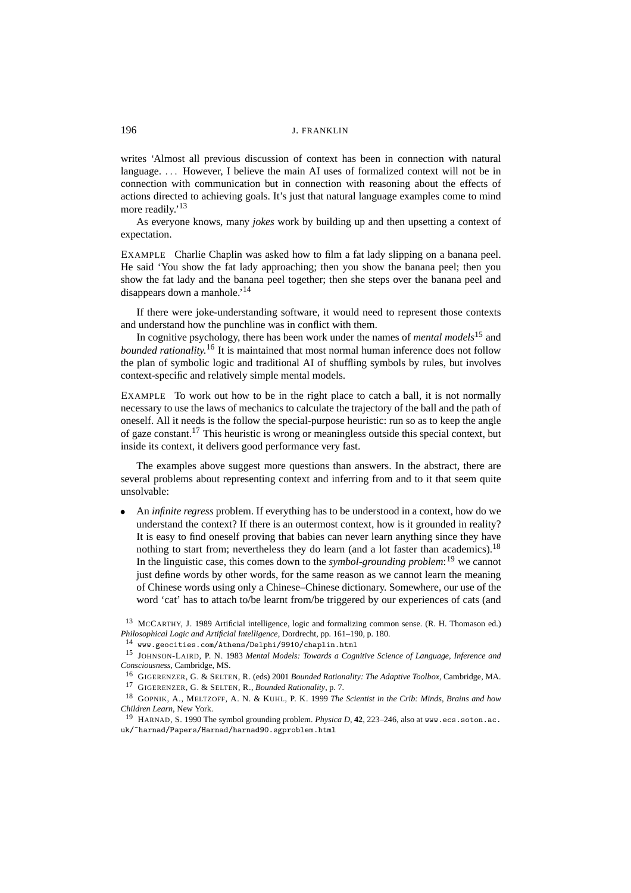writes 'Almost all previous discussion of context has been in connection with natural language. ... However, I believe the main AI uses of formalized context will not be in connection with communication but in connection with reasoning about the effects of actions directed to achieving goals. It's just that natural language examples come to mind more readily.'[13]

As everyone knows, many *jokes* work by building up and then upsetting a context of expectation.

EXAMPLE Charlie Chaplin was asked how to film a fat lady slipping on a banana peel. He said 'You show the fat lady approaching; then you show the banana peel; then you show the fat lady and the banana peel together; then she steps over the banana peel and disappears down a manhole.'[14]

If there were joke-understanding software, it would need to represent those contexts and understand how the punchline was in conflict with them.

In cognitive psychology, there has been work under the names of *mental models*[15] and *bounded rationality*.[16] It is maintained that most normal human inference does not follow the plan of symbolic logic and traditional AI of shuffling symbols by rules, but involves context-specific and relatively simple mental models.

EXAMPLE To work out how to be in the right place to catch a ball, it is not normally necessary to use the laws of mechanics to calculate the trajectory of the ball and the path of oneself. All it needs is the follow the special-purpose heuristic: run so as to keep the angle of gaze constant.[17] This heuristic is wrong or meaningless outside this special context, but inside its context, it delivers good performance very fast.

The examples above suggest more questions than answers. In the abstract, there are several problems about representing context and inferring from and to it that seem quite unsolvable:

- An *infinite regress* problem. If everything has to be understood in a context, how do we understand the context? If there is an outermost context, how is it grounded in reality? It is easy to find oneself proving that babies can never learn anything since they have nothing to start from; nevertheless they do learn (and a lot faster than academics).[18] In the linguistic case, this comes down to the *symbol-grounding problem*:[19] we cannot just define words by other words, for the same reason as we cannot learn the meaning of Chinese words using only a Chinese–Chinese dictionary. Somewhere, our use of the word 'cat' has to attach to/be learnt from/be triggered by our experiences of cats (and

---

[13] McCarthy, J. 1989 Artificial intelligence, logic and formalizing common sense. (R. H. Thomason ed.) *Philosophical Logic and Artificial Intelligence*, Dordrecht, pp. 161–190, p. 180.

[14] www.geocities.com/Athens/Delphi/9910/chaplin.html

[15] Johnson-Laird, P. N. 1983 *Mental Models: Towards a Cognitive Science of Language, Inference and Consciousness*, Cambridge, MS.

[16] Gigerenzer, G. & Selten, R. (eds) 2001 *Bounded Rationality: The Adaptive Toolbox*, Cambridge, MA.

[17] Gigerenzer, G. & Selten, R., *Bounded Rationality*, p. 7.

[18] Gopnik, A., Meltzoff, A. N. & Kuhl, P. K. 1999 *The Scientist in the Crib: Minds, Brains and how Children Learn*, New York.

[19] Harnad, S. 1990 The symbol grounding problem. *Physica D*, **42**, 223–246, also at www.ecs.soton.ac.uk/~harnad/Papers/Harnad/harnad90.sgproblem.html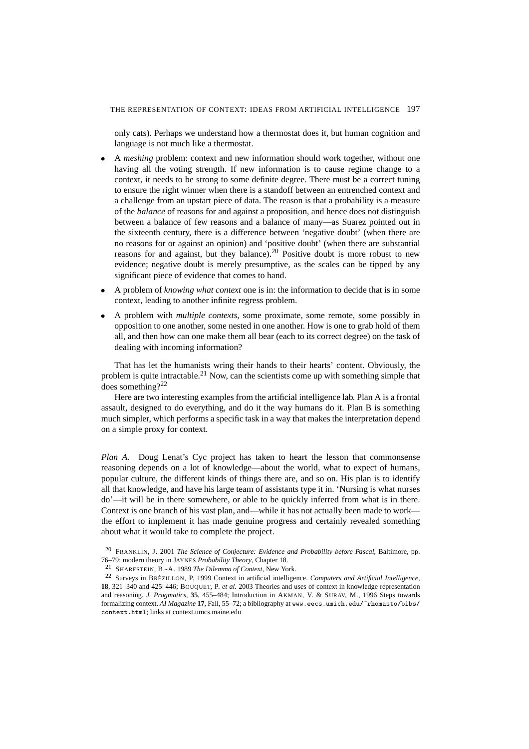only cats). Perhaps we understand how a thermostat does it, but human cognition and language is not much like a thermostat.

- A *meshing* problem: context and new information should work together, without one having all the voting strength. If new information is to cause regime change to a context, it needs to be strong to some definite degree. There must be a correct tuning to ensure the right winner when there is a standoff between an entrenched context and a challenge from an upstart piece of data. The reason is that a probability is a measure of the *balance* of reasons for and against a proposition, and hence does not distinguish between a balance of few reasons and a balance of many—as Suarez pointed out in the sixteenth century, there is a difference between 'negative doubt' (when there are no reasons for or against an opinion) and 'positive doubt' (when there are substantial reasons for and against, but they balance).[20] Positive doubt is more robust to new evidence; negative doubt is merely presumptive, as the scales can be tipped by any significant piece of evidence that comes to hand.
- A problem of *knowing what context* one is in: the information to decide that is in some context, leading to another infinite regress problem.
- A problem with *multiple contexts*, some proximate, some remote, some possibly in opposition to one another, some nested in one another. How is one to grab hold of them all, and then how can one make them all bear (each to its correct degree) on the task of dealing with incoming information?

That has let the humanists wring their hands to their hearts' content. Obviously, the problem is quite intractable.[21] Now, can the scientists come up with something simple that does something?[22]

Here are two interesting examples from the artificial intelligence lab. Plan A is a frontal assault, designed to do everything, and do it the way humans do it. Plan B is something much simpler, which performs a specific task in a way that makes the interpretation depend on a simple proxy for context.

*Plan A.* Doug Lenat's Cyc project has taken to heart the lesson that commonsense reasoning depends on a lot of knowledge—about the world, what to expect of humans, popular culture, the different kinds of things there are, and so on. His plan is to identify all that knowledge, and have his large team of assistants type it in. 'Nursing is what nurses do'—it will be in there somewhere, or able to be quickly inferred from what is in there. Context is one branch of his vast plan, and—while it has not actually been made to work—the effort to implement it has made genuine progress and certainly revealed something about what it would take to complete the project.

[20] FRANKLIN, J. 2001 *The Science of Conjecture: Evidence and Probability before Pascal*, Baltimore, pp. 76–79; modern theory in JAYNES *Probability Theory*, Chapter 18.

[21] SHARFSTEIN, B.-A. 1989 *The Dilemma of Context*, New York.

[22] Surveys in BRÉZILLON, P. 1999 Context in artificial intelligence. *Computers and Artificial Intelligence*, **18**, 321–340 and 425–446; BOUQUET, P. *et al.* 2003 Theories and uses of context in knowledge representation and reasoning. *J. Pragmatics*, **35**, 455–484; Introduction in AKMAN, V. & SURAV, M., 1996 Steps towards formalizing context. *AI Magazine* **17**, Fall, 55–72; a bibliography at www.eecs.umich.edu/~rhomasto/bibs/context.html; links at context.umcs.maine.edu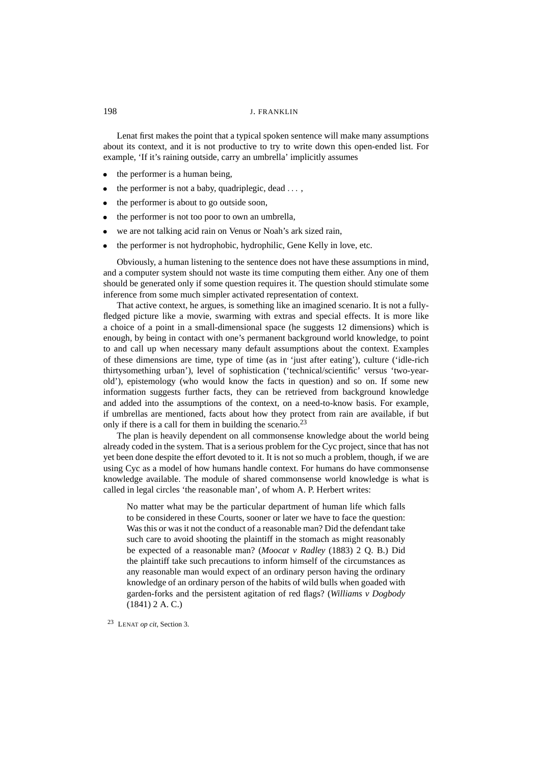Lenat first makes the point that a typical spoken sentence will make many assumptions about its context, and it is not productive to try to write down this open-ended list. For example, 'If it's raining outside, carry an umbrella' implicitly assumes

- the performer is a human being,
- the performer is not a baby, quadriplegic, dead . . . ,
- the performer is about to go outside soon,
- the performer is not too poor to own an umbrella,
- we are not talking acid rain on Venus or Noah's ark sized rain,
- the performer is not hydrophobic, hydrophilic, Gene Kelly in love, etc.

Obviously, a human listening to the sentence does not have these assumptions in mind, and a computer system should not waste its time computing them either. Any one of them should be generated only if some question requires it. The question should stimulate some inference from some much simpler activated representation of context.

That active context, he argues, is something like an imagined scenario. It is not a fully-fledged picture like a movie, swarming with extras and special effects. It is more like a choice of a point in a small-dimensional space (he suggests 12 dimensions) which is enough, by being in contact with one's permanent background world knowledge, to point to and call up when necessary many default assumptions about the context. Examples of these dimensions are time, type of time (as in 'just after eating'), culture ('idle-rich thirtysomething urban'), level of sophistication ('technical/scientific' versus 'two-year-old'), epistemology (who would know the facts in question) and so on. If some new information suggests further facts, they can be retrieved from background knowledge and added into the assumptions of the context, on a need-to-know basis. For example, if umbrellas are mentioned, facts about how they protect from rain are available, if but only if there is a call for them in building the scenario.[23]

The plan is heavily dependent on all commonsense knowledge about the world being already coded in the system. That is a serious problem for the Cyc project, since that has not yet been done despite the effort devoted to it. It is not so much a problem, though, if we are using Cyc as a model of how humans handle context. For humans do have commonsense knowledge available. The module of shared commonsense world knowledge is what is called in legal circles 'the reasonable man', of whom A. P. Herbert writes:

> No matter what may be the particular department of human life which falls to be considered in these Courts, sooner or later we have to face the question: Was this or was it not the conduct of a reasonable man? Did the defendant take such care to avoid shooting the plaintiff in the stomach as might reasonably be expected of a reasonable man? (*Moocat v Radley* (1883) 2 Q. B.) Did the plaintiff take such precautions to inform himself of the circumstances as any reasonable man would expect of an ordinary person having the ordinary knowledge of an ordinary person of the habits of wild bulls when goaded with garden-forks and the persistent agitation of red flags? (*Williams v Dogbody* (1841) 2 A. C.)

[23] LENAT *op cit*, Section 3.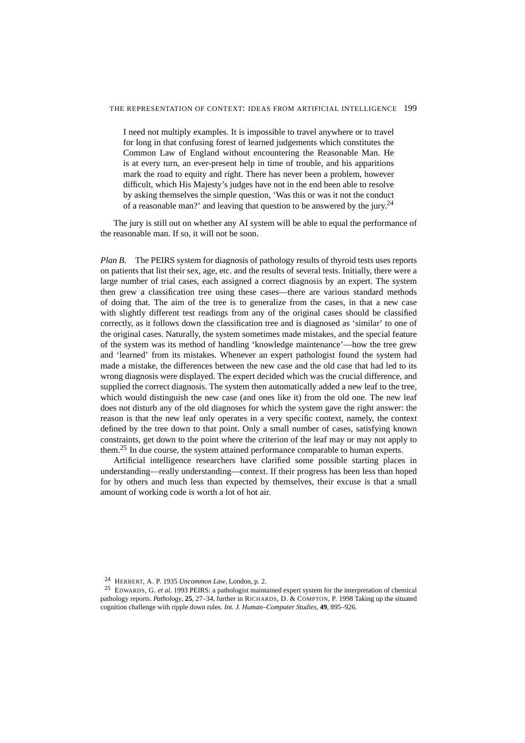> I need not multiply examples. It is impossible to travel anywhere or to travel for long in that confusing forest of learned judgements which constitutes the Common Law of England without encountering the Reasonable Man. He is at every turn, an ever-present help in time of trouble, and his apparitions mark the road to equity and right. There has never been a problem, however difficult, which His Majesty's judges have not in the end been able to resolve by asking themselves the simple question, 'Was this or was it not the conduct of a reasonable man?' and leaving that question to be answered by the jury.[24]

The jury is still out on whether any AI system will be able to equal the performance of the reasonable man. If so, it will not be soon.

*Plan B.* The PEIRS system for diagnosis of pathology results of thyroid tests uses reports on patients that list their sex, age, etc. and the results of several tests. Initially, there were a large number of trial cases, each assigned a correct diagnosis by an expert. The system then grew a classification tree using these cases—there are various standard methods of doing that. The aim of the tree is to generalize from the cases, in that a new case with slightly different test readings from any of the original cases should be classified correctly, as it follows down the classification tree and is diagnosed as 'similar' to one of the original cases. Naturally, the system sometimes made mistakes, and the special feature of the system was its method of handling 'knowledge maintenance'—how the tree grew and 'learned' from its mistakes. Whenever an expert pathologist found the system had made a mistake, the differences between the new case and the old case that had led to its wrong diagnosis were displayed. The expert decided which was the crucial difference, and supplied the correct diagnosis. The system then automatically added a new leaf to the tree, which would distinguish the new case (and ones like it) from the old one. The new leaf does not disturb any of the old diagnoses for which the system gave the right answer: the reason is that the new leaf only operates in a very specific context, namely, the context defined by the tree down to that point. Only a small number of cases, satisfying known constraints, get down to the point where the criterion of the leaf may or may not apply to them.[25] In due course, the system attained performance comparable to human experts.

Artificial intelligence researchers have clarified some possible starting places in understanding—really understanding—context. If their progress has been less than hoped for by others and much less than expected by themselves, their excuse is that a small amount of working code is worth a lot of hot air.

---

[24] Herbert, A. P. 1935 *Uncommon Law*, London, p. 2.

[25] Edwards, G. *et al.* 1993 PEIRS: a pathologist maintained expert system for the interpretation of chemical pathology reports. *Pathology*, **25**, 27–34, further in Richards, D. & Compton, P. 1998 Taking up the situated cognition challenge with ripple down rules. *Int. J. Human–Computer Studies*, **49**, 895–926.